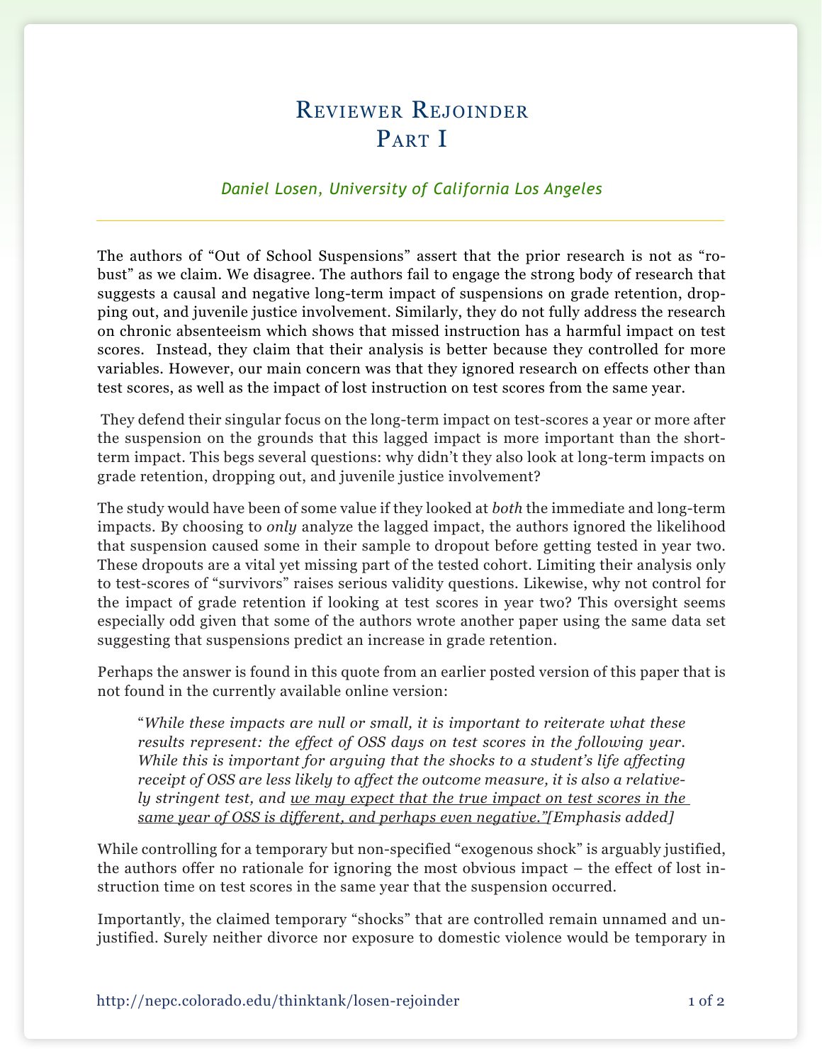# Reviewer Rejoinder
## Part I

*Daniel Losen, University of California Los Angeles*

---

The authors of "Out of School Suspensions" assert that the prior research is not as "robust" as we claim. We disagree. The authors fail to engage the strong body of research that suggests a causal and negative long-term impact of suspensions on grade retention, dropping out, and juvenile justice involvement. Similarly, they do not fully address the research on chronic absenteeism which shows that missed instruction has a harmful impact on test scores. Instead, they claim that their analysis is better because they controlled for more variables. However, our main concern was that they ignored research on effects other than test scores, as well as the impact of lost instruction on test scores from the same year.

They defend their singular focus on the long-term impact on test-scores a year or more after the suspension on the grounds that this lagged impact is more important than the short-term impact. This begs several questions: why didn't they also look at long-term impacts on grade retention, dropping out, and juvenile justice involvement?

The study would have been of some value if they looked at *both* the immediate and long-term impacts. By choosing to *only* analyze the lagged impact, the authors ignored the likelihood that suspension caused some in their sample to dropout before getting tested in year two. These dropouts are a vital yet missing part of the tested cohort. Limiting their analysis only to test-scores of "survivors" raises serious validity questions. Likewise, why not control for the impact of grade retention if looking at test scores in year two? This oversight seems especially odd given that some of the authors wrote another paper using the same data set suggesting that suspensions predict an increase in grade retention.

Perhaps the answer is found in this quote from an earlier posted version of this paper that is not found in the currently available online version:

> "*While these impacts are null or small, it is important to reiterate what these results represent: the effect of OSS days on test scores in the following year. While this is important for arguing that the shocks to a student's life affecting receipt of OSS are less likely to affect the outcome measure, it is also a relatively stringent test, and <u>we may expect that the true impact on test scores in the same year of OSS is different, and perhaps even negative."</u>*[Emphasis added]

While controlling for a temporary but non-specified "exogenous shock" is arguably justified, the authors offer no rationale for ignoring the most obvious impact – the effect of lost instruction time on test scores in the same year that the suspension occurred.

Importantly, the claimed temporary "shocks" that are controlled remain unnamed and unjustified. Surely neither divorce nor exposure to domestic violence would be temporary in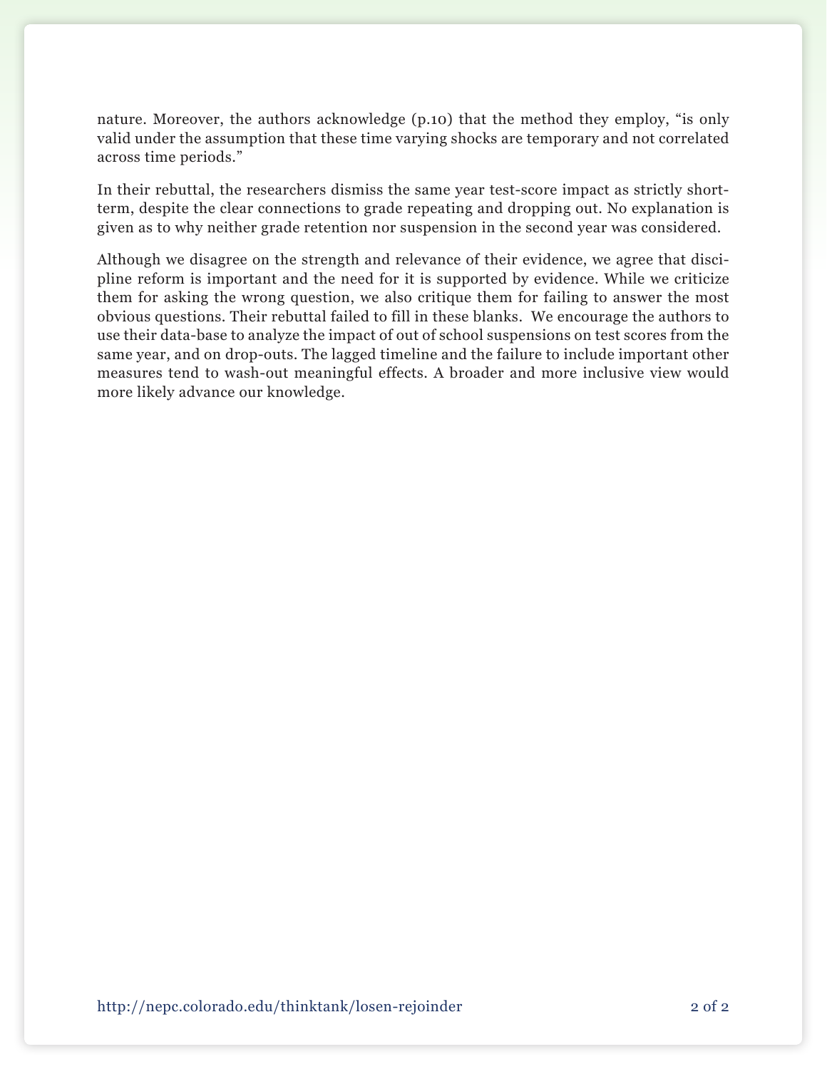nature. Moreover, the authors acknowledge (p.10) that the method they employ, "is only valid under the assumption that these time varying shocks are temporary and not correlated across time periods."

In their rebuttal, the researchers dismiss the same year test-score impact as strictly short-term, despite the clear connections to grade repeating and dropping out. No explanation is given as to why neither grade retention nor suspension in the second year was considered.

Although we disagree on the strength and relevance of their evidence, we agree that discipline reform is important and the need for it is supported by evidence. While we criticize them for asking the wrong question, we also critique them for failing to answer the most obvious questions. Their rebuttal failed to fill in these blanks. We encourage the authors to use their data-base to analyze the impact of out of school suspensions on test scores from the same year, and on drop-outs. The lagged timeline and the failure to include important other measures tend to wash-out meaningful effects. A broader and more inclusive view would more likely advance our knowledge.

http://nepc.colorado.edu/thinktank/losen-rejoinder